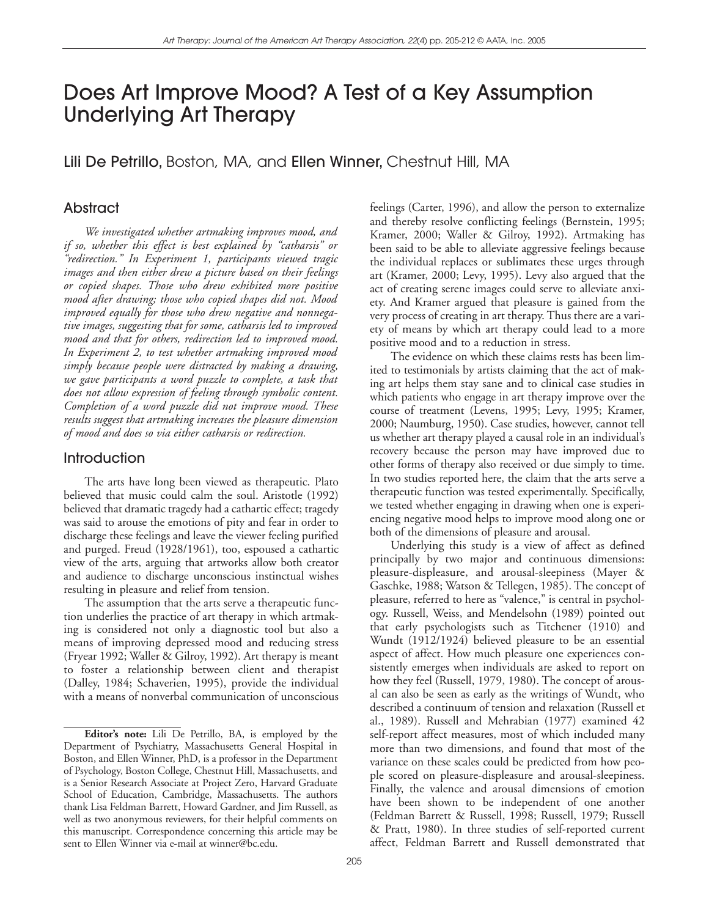# Does Art Improve Mood? A Test of a Key Assumption Underlying Art Therapy

**Lili De Petrillo**, Boston, MA, and **Ellen Winner**, Chestnut Hill, MA

## Abstract

*We investigated whether artmaking improves mood, and if so, whether this effect is best explained by "catharsis" or "redirection." In Experiment 1, participants viewed tragic images and then either drew a picture based on their feelings or copied shapes. Those who drew exhibited more positive mood after drawing; those who copied shapes did not. Mood improved equally for those who drew negative and nonnegative images, suggesting that for some, catharsis led to improved mood and that for others, redirection led to improved mood. In Experiment 2, to test whether artmaking improved mood simply because people were distracted by making a drawing, we gave participants a word puzzle to complete, a task that does not allow expression of feeling through symbolic content. Completion of a word puzzle did not improve mood. These results suggest that artmaking increases the pleasure dimension of mood and does so via either catharsis or redirection.*

## Introduction

The arts have long been viewed as therapeutic. Plato believed that music could calm the soul. Aristotle (1992) believed that dramatic tragedy had a cathartic effect; tragedy was said to arouse the emotions of pity and fear in order to discharge these feelings and leave the viewer feeling purified and purged. Freud (1928/1961), too, espoused a cathartic view of the arts, arguing that artworks allow both creator and audience to discharge unconscious instinctual wishes resulting in pleasure and relief from tension.

The assumption that the arts serve a therapeutic function underlies the practice of art therapy in which artmaking is considered not only a diagnostic tool but also a means of improving depressed mood and reducing stress (Fryear 1992; Waller & Gilroy, 1992). Art therapy is meant to foster a relationship between client and therapist (Dalley, 1984; Schaverien, 1995), provide the individual with a means of nonverbal communication of unconscious feelings (Carter, 1996), and allow the person to externalize and thereby resolve conflicting feelings (Bernstein, 1995; Kramer, 2000; Waller & Gilroy, 1992). Artmaking has been said to be able to alleviate aggressive feelings because the individual replaces or sublimates these urges through art (Kramer, 2000; Levy, 1995). Levy also argued that the act of creating serene images could serve to alleviate anxiety. And Kramer argued that pleasure is gained from the very process of creating in art therapy. Thus there are a variety of means by which art therapy could lead to a more positive mood and to a reduction in stress.

The evidence on which these claims rests has been limited to testimonials by artists claiming that the act of making art helps them stay sane and to clinical case studies in which patients who engage in art therapy improve over the course of treatment (Levens, 1995; Levy, 1995; Kramer, 2000; Naumburg, 1950). Case studies, however, cannot tell us whether art therapy played a causal role in an individual's recovery because the person may have improved due to other forms of therapy also received or due simply to time. In two studies reported here, the claim that the arts serve a therapeutic function was tested experimentally. Specifically, we tested whether engaging in drawing when one is experiencing negative mood helps to improve mood along one or both of the dimensions of pleasure and arousal.

Underlying this study is a view of affect as defined principally by two major and continuous dimensions: pleasure-displeasure, and arousal-sleepiness (Mayer & Gaschke, 1988; Watson & Tellegen, 1985). The concept of pleasure, referred to here as "valence," is central in psychology. Russell, Weiss, and Mendelsohn (1989) pointed out that early psychologists such as Titchener (1910) and Wundt (1912/1924) believed pleasure to be an essential aspect of affect. How much pleasure one experiences consistently emerges when individuals are asked to report on how they feel (Russell, 1979, 1980). The concept of arousal can also be seen as early as the writings of Wundt, who described a continuum of tension and relaxation (Russell et al., 1989). Russell and Mehrabian (1977) examined 42 self-report affect measures, most of which included many more than two dimensions, and found that most of the variance on these scales could be predicted from how people scored on pleasure-displeasure and arousal-sleepiness. Finally, the valence and arousal dimensions of emotion have been shown to be independent of one another (Feldman Barrett & Russell, 1998; Russell, 1979; Russell & Pratt, 1980). In three studies of self-reported current affect, Feldman Barrett and Russell demonstrated that

---

**Editor's note:** Lili De Petrillo, BA, is employed by the Department of Psychiatry, Massachusetts General Hospital in Boston, and Ellen Winner, PhD, is a professor in the Department of Psychology, Boston College, Chestnut Hill, Massachusetts, and is a Senior Research Associate at Project Zero, Harvard Graduate School of Education, Cambridge, Massachusetts. The authors thank Lisa Feldman Barrett, Howard Gardner, and Jim Russell, as well as two anonymous reviewers, for their helpful comments on this manuscript. Correspondence concerning this article may be sent to Ellen Winner via e-mail at winner@bc.edu.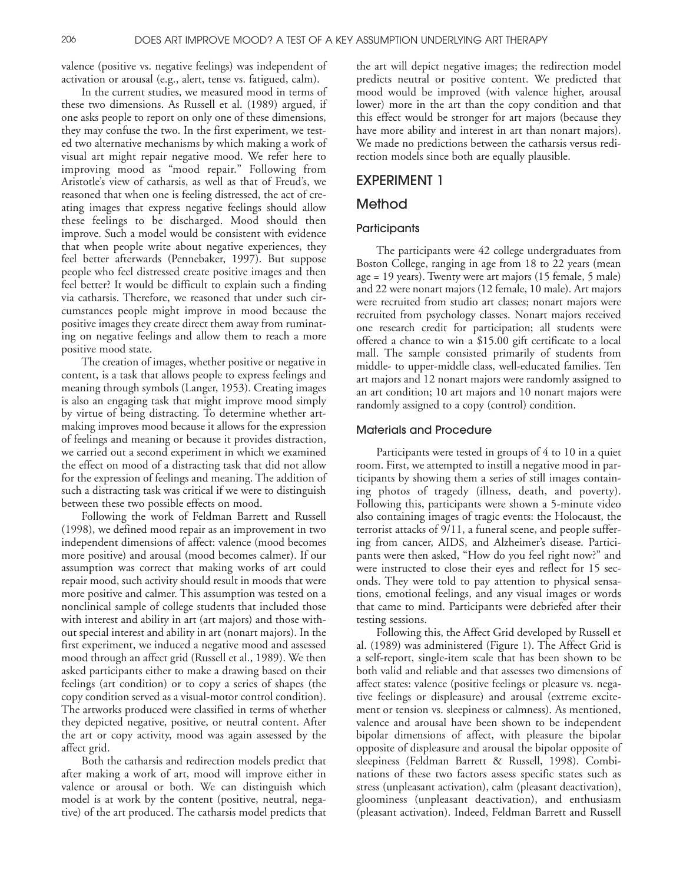valence (positive vs. negative feelings) was independent of activation or arousal (e.g., alert, tense vs. fatigued, calm).

In the current studies, we measured mood in terms of these two dimensions. As Russell et al. (1989) argued, if one asks people to report on only one of these dimensions, they may confuse the two. In the first experiment, we tested two alternative mechanisms by which making a work of visual art might repair negative mood. We refer here to improving mood as "mood repair." Following from Aristotle's view of catharsis, as well as that of Freud's, we reasoned that when one is feeling distressed, the act of creating images that express negative feelings should allow these feelings to be discharged. Mood should then improve. Such a model would be consistent with evidence that when people write about negative experiences, they feel better afterwards (Pennebaker, 1997). But suppose people who feel distressed create positive images and then feel better? It would be difficult to explain such a finding via catharsis. Therefore, we reasoned that under such circumstances people might improve in mood because the positive images they create direct them away from ruminating on negative feelings and allow them to reach a more positive mood state.

The creation of images, whether positive or negative in content, is a task that allows people to express feelings and meaning through symbols (Langer, 1953). Creating images is also an engaging task that might improve mood simply by virtue of being distracting. To determine whether art-making improves mood because it allows for the expression of feelings and meaning or because it provides distraction, we carried out a second experiment in which we examined the effect on mood of a distracting task that did not allow for the expression of feelings and meaning. The addition of such a distracting task was critical if we were to distinguish between these two possible effects on mood.

Following the work of Feldman Barrett and Russell (1998), we defined mood repair as an improvement in two independent dimensions of affect: valence (mood becomes more positive) and arousal (mood becomes calmer). If our assumption was correct that making works of art could repair mood, such activity should result in moods that were more positive and calmer. This assumption was tested on a nonclinical sample of college students that included those with interest and ability in art (art majors) and those without special interest and ability in art (nonart majors). In the first experiment, we induced a negative mood and assessed mood through an affect grid (Russell et al., 1989). We then asked participants either to make a drawing based on their feelings (art condition) or to copy a series of shapes (the copy condition served as a visual-motor control condition). The artworks produced were classified in terms of whether they depicted negative, positive, or neutral content. After the art or copy activity, mood was again assessed by the affect grid.

Both the catharsis and redirection models predict that after making a work of art, mood will improve either in valence or arousal or both. We can distinguish which model is at work by the content (positive, neutral, negative) of the art produced. The catharsis model predicts that the art will depict negative images; the redirection model predicts neutral or positive content. We predicted that mood would be improved (with valence higher, arousal lower) more in the art than the copy condition and that this effect would be stronger for art majors (because they have more ability and interest in art than nonart majors). We made no predictions between the catharsis versus redirection models since both are equally plausible.

## EXPERIMENT 1

### Method

#### Participants

The participants were 42 college undergraduates from Boston College, ranging in age from 18 to 22 years (mean age = 19 years). Twenty were art majors (15 female, 5 male) and 22 were nonart majors (12 female, 10 male). Art majors were recruited from studio art classes; nonart majors were recruited from psychology classes. Nonart majors received one research credit for participation; all students were offered a chance to win a $15.00 gift certificate to a local mall. The sample consisted primarily of students from middle- to upper-middle class, well-educated families. Ten art majors and 12 nonart majors were randomly assigned to an art condition; 10 art majors and 10 nonart majors were randomly assigned to a copy (control) condition.

#### Materials and Procedure

Participants were tested in groups of 4 to 10 in a quiet room. First, we attempted to instill a negative mood in participants by showing them a series of still images containing photos of tragedy (illness, death, and poverty). Following this, participants were shown a 5-minute video also containing images of tragic events: the Holocaust, the terrorist attacks of 9/11, a funeral scene, and people suffering from cancer, AIDS, and Alzheimer's disease. Participants were then asked, "How do you feel right now?" and were instructed to close their eyes and reflect for 15 seconds. They were told to pay attention to physical sensations, emotional feelings, and any visual images or words that came to mind. Participants were debriefed after their testing sessions.

Following this, the Affect Grid developed by Russell et al. (1989) was administered (Figure 1). The Affect Grid is a self-report, single-item scale that has been shown to be both valid and reliable and that assesses two dimensions of affect states: valence (positive feelings or pleasure vs. negative feelings or displeasure) and arousal (extreme excitement or tension vs. sleepiness or calmness). As mentioned, valence and arousal have been shown to be independent bipolar dimensions of affect, with pleasure the bipolar opposite of displeasure and arousal the bipolar opposite of sleepiness (Feldman Barrett & Russell, 1998). Combinations of these two factors assess specific states such as stress (unpleasant activation), calm (pleasant deactivation), gloominess (unpleasant deactivation), and enthusiasm (pleasant activation). Indeed, Feldman Barrett and Russell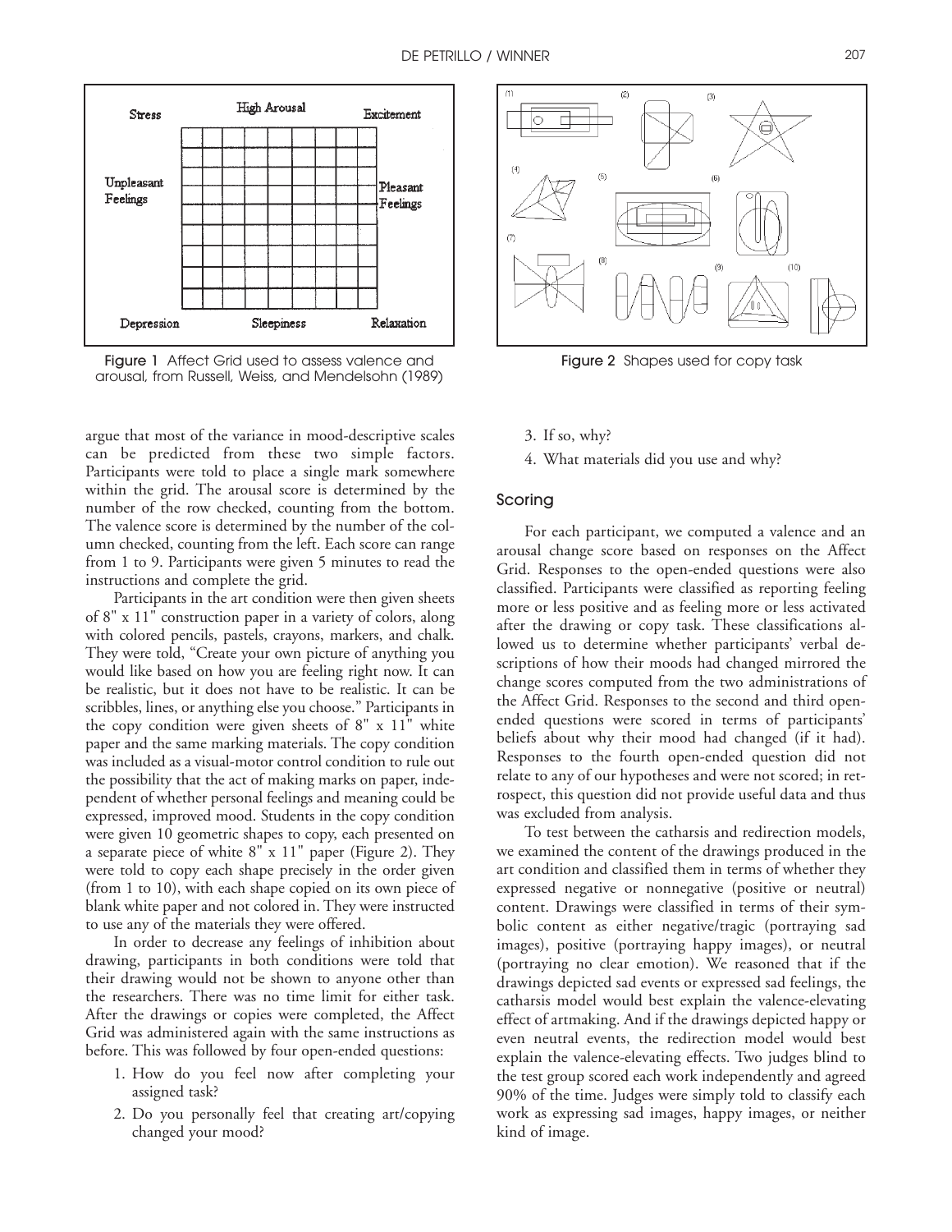Figure 1 Affect Grid used to assess valence and arousal, from Russell, Weiss, and Mendelsohn (1989)

Figure 2 Shapes used for copy task

argue that most of the variance in mood-descriptive scales can be predicted from these two simple factors. Participants were told to place a single mark somewhere within the grid. The arousal score is determined by the number of the row checked, counting from the bottom. The valence score is determined by the number of the column checked, counting from the left. Each score can range from 1 to 9. Participants were given 5 minutes to read the instructions and complete the grid.

Participants in the art condition were then given sheets of 8" x 11" construction paper in a variety of colors, along with colored pencils, pastels, crayons, markers, and chalk. They were told, "Create your own picture of anything you would like based on how you are feeling right now. It can be realistic, but it does not have to be realistic. It can be scribbles, lines, or anything else you choose." Participants in the copy condition were given sheets of 8" x 11" white paper and the same marking materials. The copy condition was included as a visual-motor control condition to rule out the possibility that the act of making marks on paper, independent of whether personal feelings and meaning could be expressed, improved mood. Students in the copy condition were given 10 geometric shapes to copy, each presented on a separate piece of white 8" x 11" paper (Figure 2). They were told to copy each shape precisely in the order given (from 1 to 10), with each shape copied on its own piece of blank white paper and not colored in. They were instructed to use any of the materials they were offered.

In order to decrease any feelings of inhibition about drawing, participants in both conditions were told that their drawing would not be shown to anyone other than the researchers. There was no time limit for either task. After the drawings or copies were completed, the Affect Grid was administered again with the same instructions as before. This was followed by four open-ended questions:

1. How do you feel now after completing your assigned task?
2. Do you personally feel that creating art/copying changed your mood?
3. If so, why?
4. What materials did you use and why?

### Scoring

For each participant, we computed a valence and an arousal change score based on responses on the Affect Grid. Responses to the open-ended questions were also classified. Participants were classified as reporting feeling more or less positive and as feeling more or less activated after the drawing or copy task. These classifications allowed us to determine whether participants' verbal descriptions of how their moods had changed mirrored the change scores computed from the two administrations of the Affect Grid. Responses to the second and third open-ended questions were scored in terms of participants' beliefs about why their mood had changed (if it had). Responses to the fourth open-ended question did not relate to any of our hypotheses and were not scored; in retrospect, this question did not provide useful data and thus was excluded from analysis.

To test between the catharsis and redirection models, we examined the content of the drawings produced in the art condition and classified them in terms of whether they expressed negative or nonnegative (positive or neutral) content. Drawings were classified in terms of their symbolic content as either negative/tragic (portraying sad images), positive (portraying happy images), or neutral (portraying no clear emotion). We reasoned that if the drawings depicted sad events or expressed sad feelings, the catharsis model would best explain the valence-elevating effect of artmaking. And if the drawings depicted happy or even neutral events, the redirection model would best explain the valence-elevating effects. Two judges blind to the test group scored each work independently and agreed 90% of the time. Judges were simply told to classify each work as expressing sad images, happy images, or neither kind of image.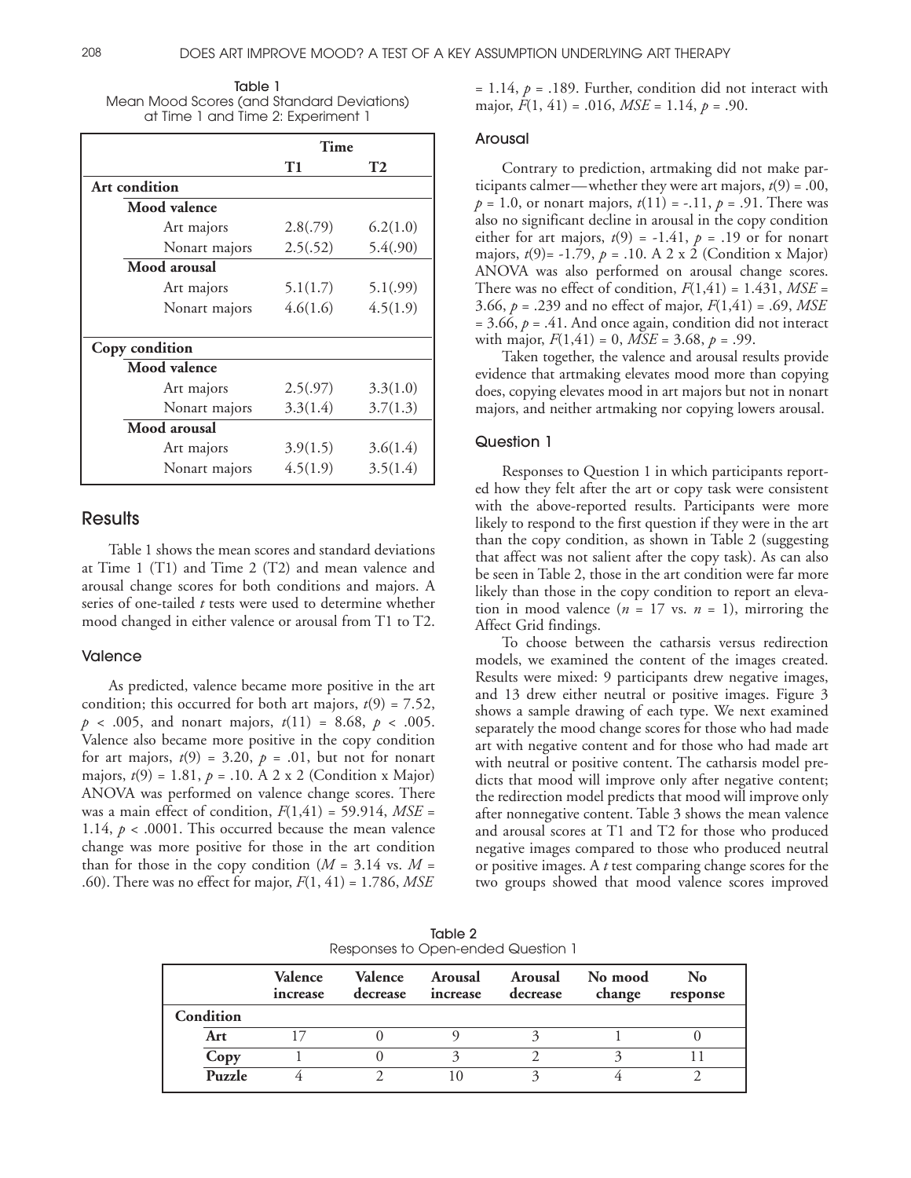Table 1
Mean Mood Scores (and Standard Deviations) at Time 1 and Time 2: Experiment 1

| | Time | |
|---|---|---|
| | **T1** | **T2** |
| **Art condition** | | |
| **Mood valence** | | |
| Art majors | 2.8(.79) | 6.2(1.0) |
| Nonart majors | 2.5(.52) | 5.4(.90) |
| **Mood arousal** | | |
| Art majors | 5.1(1.7) | 5.1(.99) |
| Nonart majors | 4.6(1.6) | 4.5(1.9) |
| **Copy condition** | | |
| **Mood valence** | | |
| Art majors | 2.5(.97) | 3.3(1.0) |
| Nonart majors | 3.3(1.4) | 3.7(1.3) |
| **Mood arousal** | | |
| Art majors | 3.9(1.5) | 3.6(1.4) |
| Nonart majors | 4.5(1.9) | 3.5(1.4) |

## Results

Table 1 shows the mean scores and standard deviations at Time 1 (T1) and Time 2 (T2) and mean valence and arousal change scores for both conditions and majors. A series of one-tailed *t* tests were used to determine whether mood changed in either valence or arousal from T1 to T2.

### Valence

As predicted, valence became more positive in the art condition; this occurred for both art majors, $t(9) = 7.52$, $p < .005$, and nonart majors, $t(11) = 8.68$, $p < .005$. Valence also became more positive in the copy condition for art majors, $t(9) = 3.20$, $p = .01$, but not for nonart majors, $t(9) = 1.81$, $p = .10$. A 2 x 2 (Condition x Major) ANOVA was performed on valence change scores. There was a main effect of condition, $F(1,41) = 59.914$, $MSE = 1.14$, $p < .0001$. This occurred because the mean valence change was more positive for those in the art condition than for those in the copy condition ($M = 3.14$ vs. $M = .60$). There was no effect for major, $F(1, 41) = 1.786$, $MSE = 1.14$, $p = .189$. Further, condition did not interact with major, $F(1, 41) = .016$, $MSE = 1.14$, $p = .90$.

### Arousal

Contrary to prediction, artmaking did not make participants calmer—whether they were art majors, $t(9) = .00$, $p = 1.0$, or nonart majors, $t(11) = -.11$, $p = .91$. There was also no significant decline in arousal in the copy condition either for art majors, $t(9) = -1.41$, $p = .19$ or for nonart majors, $t(9) = -1.79$, $p = .10$. A 2 x 2 (Condition x Major) ANOVA was also performed on arousal change scores. There was no effect of condition, $F(1,41) = 1.431$, $MSE = 3.66$, $p = .239$ and no effect of major, $F(1,41) = .69$, $MSE = 3.66$, $p = .41$. And once again, condition did not interact with major, $F(1,41) = 0$, $MSE = 3.68$, $p = .99$.

Taken together, the valence and arousal results provide evidence that artmaking elevates mood more than copying does, copying elevates mood in art majors but not in nonart majors, and neither artmaking nor copying lowers arousal.

### Question 1

Responses to Question 1 in which participants reported how they felt after the art or copy task were consistent with the above-reported results. Participants were more likely to respond to the first question if they were in the art than the copy condition, as shown in Table 2 (suggesting that affect was not salient after the copy task). As can also be seen in Table 2, those in the art condition were far more likely than those in the copy condition to report an elevation in mood valence ($n = 17$ vs. $n = 1$), mirroring the Affect Grid findings.

To choose between the catharsis versus redirection models, we examined the content of the images created. Results were mixed: 9 participants drew negative images, and 13 drew either neutral or positive images. Figure 3 shows a sample drawing of each type. We next examined separately the mood change scores for those who had made art with negative content and for those who had made art with neutral or positive content. The catharsis model predicts that mood will improve only after negative content; the redirection model predicts that mood will improve only after nonnegative content. Table 3 shows the mean valence and arousal scores at T1 and T2 for those who produced negative images compared to those who produced neutral or positive images. A *t* test comparing change scores for the two groups showed that mood valence scores improved

Table 2
Responses to Open-ended Question 1

| | Valence increase | Valence decrease | Arousal increase | Arousal decrease | No mood change | No response |
|---|---|---|---|---|---|---|
| **Condition** | | | | | | |
| **Art** | 17 | 0 | 9 | 3 | 1 | 0 |
| **Copy** | 1 | 0 | 3 | 2 | 3 | 11 |
| **Puzzle** | 4 | 2 | 10 | 3 | 4 | 2 |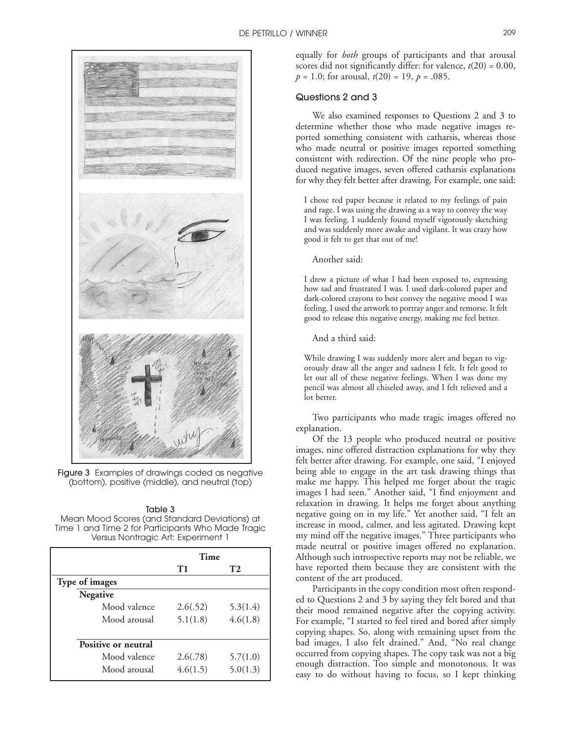Figure 3 Examples of drawings coded as negative (bottom), positive (middle), and neutral (top)

Table 3
Mean Mood Scores (and Standard Deviations) at Time 1 and Time 2 for Participants Who Made Tragic Versus Nontragic Art: Experiment 1

| | Time | |
|---|---|---|
| | T1 | T2 |
| **Type of images** | | |
| **Negative** | | |
| Mood valence | 2.6(.52) | 5.3(1.4) |
| Mood arousal | 5.1(1.8) | 4.6(1.8) |
| **Positive or neutral** | | |
| Mood valence | 2.6(.78) | 5.7(1.0) |
| Mood arousal | 4.6(1.5) | 5.0(1.3) |

equally for *both* groups of participants and that arousal scores did not significantly differ: for valence, $t(20) = 0.00$, $p = 1.0$; for arousal, $t(20) = 19$, $p = .085$.

## Questions 2 and 3

We also examined responses to Questions 2 and 3 to determine whether those who made negative images reported something consistent with catharsis, whereas those who made neutral or positive images reported something consistent with redirection. Of the nine people who produced negative images, seven offered catharsis explanations for why they felt better after drawing. For example, one said:

> I chose red paper because it related to my feelings of pain and rage. I was using the drawing as a way to convey the way I was feeling. I suddenly found myself vigorously sketching and was suddenly more awake and vigilant. It was crazy how good it felt to get that out of me!

Another said:

> I drew a picture of what I had been exposed to, expressing how sad and frustrated I was. I used dark-colored paper and dark-colored crayons to best convey the negative mood I was feeling. I used the artwork to portray anger and remorse. It felt good to release this negative energy, making me feel better.

And a third said:

> While drawing I was suddenly more alert and began to vigorously draw all the anger and sadness I felt. It felt good to let out all of these negative feelings. When I was done my pencil was almost all chiseled away, and I felt relieved and a lot better.

Two participants who made tragic images offered no explanation.

Of the 13 people who produced neutral or positive images, nine offered distraction explanations for why they felt better after drawing. For example, one said, "I enjoyed being able to engage in the art task drawing things that make me happy. This helped me forget about the tragic images I had seen." Another said, "I find enjoyment and relaxation in drawing. It helps me forget about anything negative going on in my life." Yet another said, "I felt an increase in mood, calmer, and less agitated. Drawing kept my mind off the negative images." Three participants who made neutral or positive images offered no explanation. Although such introspective reports may not be reliable, we have reported them because they are consistent with the content of the art produced.

Participants in the copy condition most often responded to Questions 2 and 3 by saying they felt bored and that their mood remained negative after the copying activity. For example, "I started to feel tired and bored after simply copying shapes. So, along with remaining upset from the bad images, I also felt drained." And, "No real change occurred from copying shapes. The copy task was not a big enough distraction. Too simple and monotonous. It was easy to do without having to focus, so I kept thinking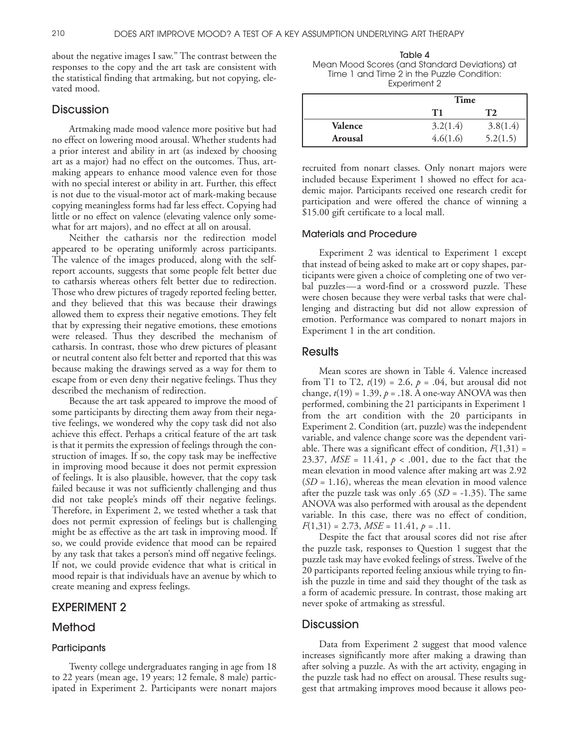about the negative images I saw." The contrast between the responses to the copy and the art task are consistent with the statistical finding that artmaking, but not copying, elevated mood.

## Discussion

Artmaking made mood valence more positive but had no effect on lowering mood arousal. Whether students had a prior interest and ability in art (as indexed by choosing art as a major) had no effect on the outcomes. Thus, artmaking appears to enhance mood valence even for those with no special interest or ability in art. Further, this effect is not due to the visual-motor act of mark-making because copying meaningless forms had far less effect. Copying had little or no effect on valence (elevating valence only somewhat for art majors), and no effect at all on arousal.

Neither the catharsis nor the redirection model appeared to be operating uniformly across participants. The valence of the images produced, along with the self-report accounts, suggests that some people felt better due to catharsis whereas others felt better due to redirection. Those who drew pictures of tragedy reported feeling better, and they believed that this was because their drawings allowed them to express their negative emotions. They felt that by expressing their negative emotions, these emotions were released. Thus they described the mechanism of catharsis. In contrast, those who drew pictures of pleasant or neutral content also felt better and reported that this was because making the drawings served as a way for them to escape from or even deny their negative feelings. Thus they described the mechanism of redirection.

Because the art task appeared to improve the mood of some participants by directing them away from their negative feelings, we wondered why the copy task did not also achieve this effect. Perhaps a critical feature of the art task is that it permits the expression of feelings through the construction of images. If so, the copy task may be ineffective in improving mood because it does not permit expression of feelings. It is also plausible, however, that the copy task failed because it was not sufficiently challenging and thus did not take people's minds off their negative feelings. Therefore, in Experiment 2, we tested whether a task that does not permit expression of feelings but is challenging might be as effective as the art task in improving mood. If so, we could provide evidence that mood can be repaired by any task that takes a person's mind off negative feelings. If not, we could provide evidence that what is critical in mood repair is that individuals have an avenue by which to create meaning and express feelings.

## EXPERIMENT 2

## Method

### Participants

Twenty college undergraduates ranging in age from 18 to 22 years (mean age, 19 years; 12 female, 8 male) participated in Experiment 2. Participants were nonart majors recruited from nonart classes. Only nonart majors were included because Experiment 1 showed no effect for academic major. Participants received one research credit for participation and were offered the chance of winning a $15.00 gift certificate to a local mall.

### Materials and Procedure

Experiment 2 was identical to Experiment 1 except that instead of being asked to make art or copy shapes, participants were given a choice of completing one of two verbal puzzles—a word-find or a crossword puzzle. These were chosen because they were verbal tasks that were challenging and distracting but did not allow expression of emotion. Performance was compared to nonart majors in Experiment 1 in the art condition.

## Results

Mean scores are shown in Table 4. Valence increased from T1 to T2, $t(19) = 2.6$, $p = .04$, but arousal did not change, $t(19) = 1.39$, $p = .18$. A one-way ANOVA was then performed, combining the 21 participants in Experiment 1 from the art condition with the 20 participants in Experiment 2. Condition (art, puzzle) was the independent variable, and valence change score was the dependent variable. There was a significant effect of condition, $F(1,31) = 23.37$, $MSE = 11.41$, $p < .001$, due to the fact that the mean elevation in mood valence after making art was 2.92 ($SD = 1.16$), whereas the mean elevation in mood valence after the puzzle task was only .65 ($SD = -1.35$). The same ANOVA was also performed with arousal as the dependent variable. In this case, there was no effect of condition, $F(1,31) = 2.73$, $MSE = 11.41$, $p = .11$.

Despite the fact that arousal scores did not rise after the puzzle task, responses to Question 1 suggest that the puzzle task may have evoked feelings of stress. Twelve of the 20 participants reported feeling anxious while trying to finish the puzzle in time and said they thought of the task as a form of academic pressure. In contrast, those making art never spoke of artmaking as stressful.

Table 4
Mean Mood Scores (and Standard Deviations) at Time 1 and Time 2 in the Puzzle Condition: Experiment 2

| | Time | |
|---|---|---|
| | T1 | T2 |
| **Valence** | 3.2(1.4) | 3.8(1.4) |
| **Arousal** | 4.6(1.6) | 5.2(1.5) |

## Discussion

Data from Experiment 2 suggest that mood valence increases significantly more after making a drawing than after solving a puzzle. As with the art activity, engaging in the puzzle task had no effect on arousal. These results suggest that artmaking improves mood because it allows peo-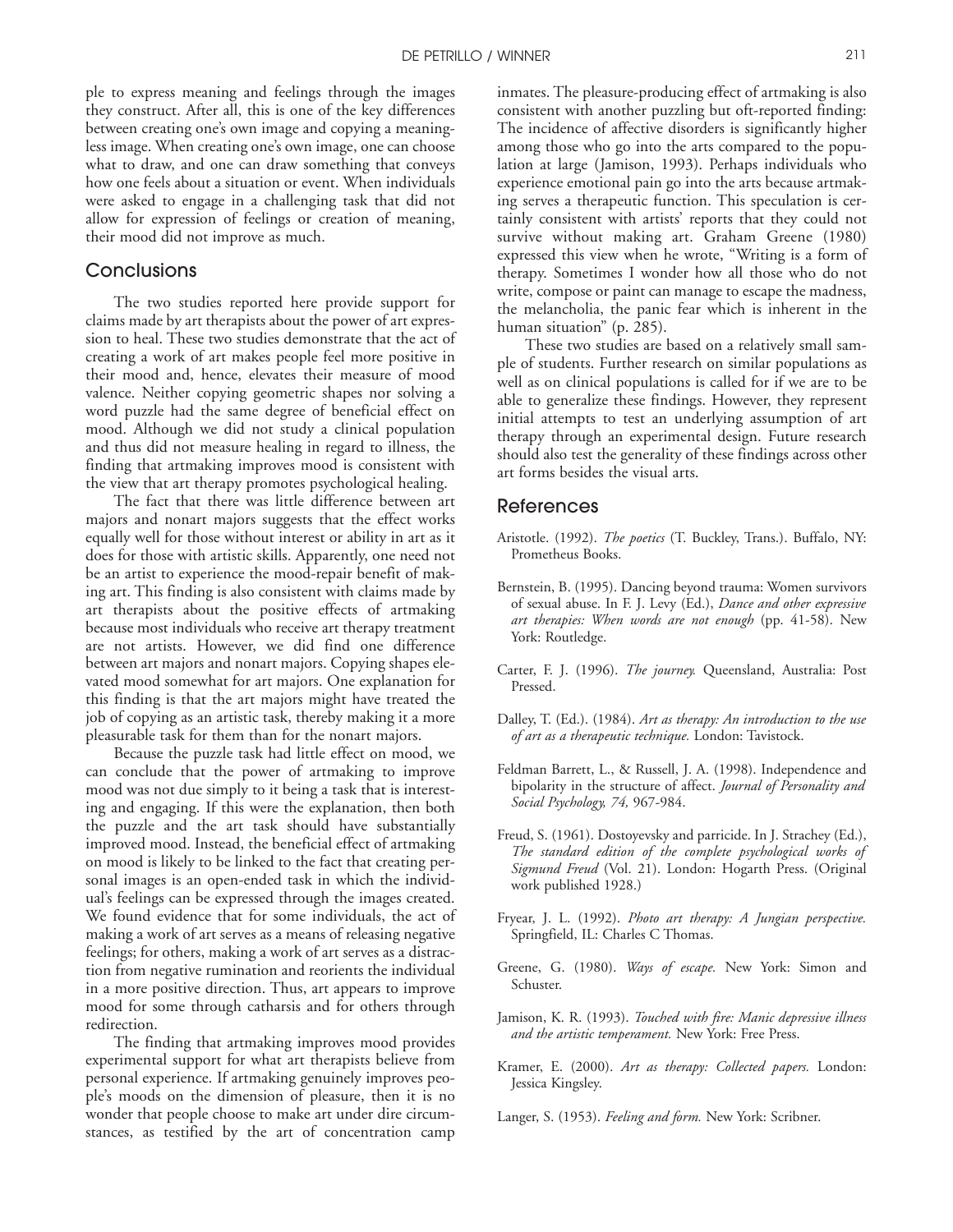ple to express meaning and feelings through the images they construct. After all, this is one of the key differences between creating one's own image and copying a meaningless image. When creating one's own image, one can choose what to draw, and one can draw something that conveys how one feels about a situation or event. When individuals were asked to engage in a challenging task that did not allow for expression of feelings or creation of meaning, their mood did not improve as much.

## Conclusions

The two studies reported here provide support for claims made by art therapists about the power of art expression to heal. These two studies demonstrate that the act of creating a work of art makes people feel more positive in their mood and, hence, elevates their measure of mood valence. Neither copying geometric shapes nor solving a word puzzle had the same degree of beneficial effect on mood. Although we did not study a clinical population and thus did not measure healing in regard to illness, the finding that artmaking improves mood is consistent with the view that art therapy promotes psychological healing.

The fact that there was little difference between art majors and nonart majors suggests that the effect works equally well for those without interest or ability in art as it does for those with artistic skills. Apparently, one need not be an artist to experience the mood-repair benefit of making art. This finding is also consistent with claims made by art therapists about the positive effects of artmaking because most individuals who receive art therapy treatment are not artists. However, we did find one difference between art majors and nonart majors. Copying shapes elevated mood somewhat for art majors. One explanation for this finding is that the art majors might have treated the job of copying as an artistic task, thereby making it a more pleasurable task for them than for the nonart majors.

Because the puzzle task had little effect on mood, we can conclude that the power of artmaking to improve mood was not due simply to it being a task that is interesting and engaging. If this were the explanation, then both the puzzle and the art task should have substantially improved mood. Instead, the beneficial effect of artmaking on mood is likely to be linked to the fact that creating personal images is an open-ended task in which the individual's feelings can be expressed through the images created. We found evidence that for some individuals, the act of making a work of art serves as a means of releasing negative feelings; for others, making a work of art serves as a distraction from negative rumination and reorients the individual in a more positive direction. Thus, art appears to improve mood for some through catharsis and for others through redirection.

The finding that artmaking improves mood provides experimental support for what art therapists believe from personal experience. If artmaking genuinely improves people's moods on the dimension of pleasure, then it is no wonder that people choose to make art under dire circumstances, as testified by the art of concentration camp inmates. The pleasure-producing effect of artmaking is also consistent with another puzzling but oft-reported finding: The incidence of affective disorders is significantly higher among those who go into the arts compared to the population at large (Jamison, 1993). Perhaps individuals who experience emotional pain go into the arts because artmaking serves a therapeutic function. This speculation is certainly consistent with artists' reports that they could not survive without making art. Graham Greene (1980) expressed this view when he wrote, "Writing is a form of therapy. Sometimes I wonder how all those who do not write, compose or paint can manage to escape the madness, the melancholia, the panic fear which is inherent in the human situation" (p. 285).

These two studies are based on a relatively small sample of students. Further research on similar populations as well as on clinical populations is called for if we are to be able to generalize these findings. However, they represent initial attempts to test an underlying assumption of art therapy through an experimental design. Future research should also test the generality of these findings across other art forms besides the visual arts.

## References

Aristotle. (1992). *The poetics* (T. Buckley, Trans.). Buffalo, NY: Prometheus Books.

Bernstein, B. (1995). Dancing beyond trauma: Women survivors of sexual abuse. In F. J. Levy (Ed.), *Dance and other expressive art therapies: When words are not enough* (pp. 41-58). New York: Routledge.

Carter, F. J. (1996). *The journey.* Queensland, Australia: Post Pressed.

Dalley, T. (Ed.). (1984). *Art as therapy: An introduction to the use of art as a therapeutic technique.* London: Tavistock.

Feldman Barrett, L., & Russell, J. A. (1998). Independence and bipolarity in the structure of affect. *Journal of Personality and Social Psychology, 74,* 967-984.

Freud, S. (1961). Dostoyevsky and parricide. In J. Strachey (Ed.), *The standard edition of the complete psychological works of Sigmund Freud* (Vol. 21). London: Hogarth Press. (Original work published 1928.)

Fryear, J. L. (1992). *Photo art therapy: A Jungian perspective.* Springfield, IL: Charles C Thomas.

Greene, G. (1980). *Ways of escape.* New York: Simon and Schuster.

Jamison, K. R. (1993). *Touched with fire: Manic depressive illness and the artistic temperament.* New York: Free Press.

Kramer, E. (2000). *Art as therapy: Collected papers.* London: Jessica Kingsley.

Langer, S. (1953). *Feeling and form.* New York: Scribner.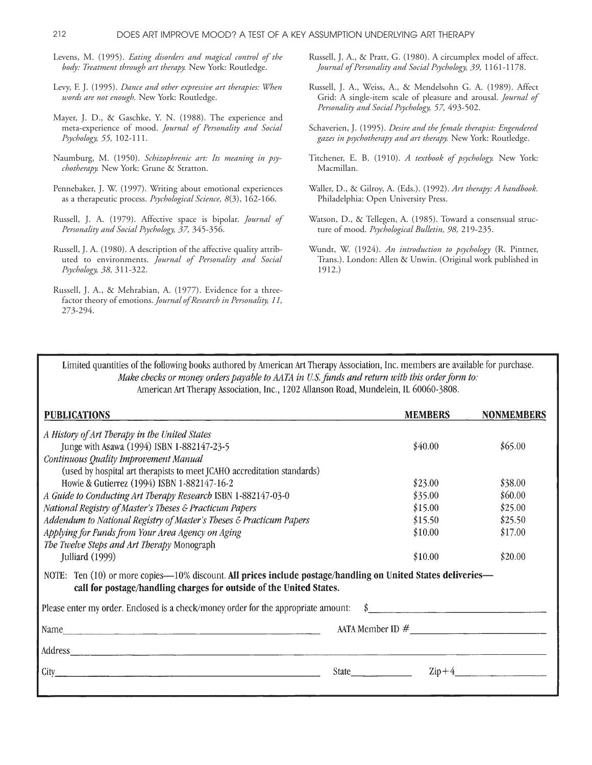Levens, M. (1995). *Eating disorders and magical control of the body: Treatment through art therapy.* New York: Routledge.

Levy, F. J. (1995). *Dance and other expressive art therapies: When words are not enough.* New York: Routledge.

Mayer, J. D., & Gaschke, Y. N. (1988). The experience and meta-experience of mood. *Journal of Personality and Social Psychology, 55,* 102-111.

Naumburg, M. (1950). *Schizophrenic art: Its meaning in psychotherapy.* New York: Grune & Stratton.

Pennebaker, J. W. (1997). Writing about emotional experiences as a therapeutic process. *Psychological Science, 8*(3), 162-166.

Russell, J. A. (1979). Affective space is bipolar. *Journal of Personality and Social Psychology, 37,* 345-356.

Russell, J. A. (1980). A description of the affective quality attributed to environments. *Journal of Personality and Social Psychology, 38,* 311-322.

Russell, J. A., & Mehrabian, A. (1977). Evidence for a three-factor theory of emotions. *Journal of Research in Personality, 11,* 273-294.

Russell, J. A., & Pratt, G. (1980). A circumplex model of affect. *Journal of Personality and Social Psychology, 39,* 1161-1178.

Russell, J. A., Weiss, A., & Mendelsohn G. A. (1989). Affect Grid: A single-item scale of pleasure and arousal. *Journal of Personality and Social Psychology, 57,* 493-502.

Schaverien, J. (1995). *Desire and the female therapist: Engendered gazes in psychotherapy and art therapy.* New York: Routledge.

Titchener, E. B. (1910). *A textbook of psychology.* New York: Macmillan.

Waller, D., & Gilroy, A. (Eds.). (1992). *Art therapy: A handbook.* Philadelphia: Open University Press.

Watson, D., & Tellegen, A. (1985). Toward a consensual structure of mood. *Psychological Bulletin, 98,* 219-235.

Wundt, W. (1924). *An introduction to psychology* (R. Pintner, Trans.). London: Allen & Unwin. (Original work published in 1912.)

---

Limited quantities of the following books authored by American Art Therapy Association, Inc. members are available for purchase.
*Make checks or money orders payable to AATA in U.S. funds and return with this order form to:*
American Art Therapy Association, Inc., 1202 Allanson Road, Mundelein, IL 60060-3808.

| **PUBLICATIONS** | **MEMBERS** | **NONMEMBERS** |
|---|---|---|
| *A History of Art Therapy in the United States* Junge with Asawa (1994) ISBN 1-882147-23-5 | $40.00 | $65.00 |
| *Continuous Quality Improvement Manual* (used by hospital art therapists to meet JCAHO accreditation standards) Howie & Gutierrez (1994) ISBN 1-882147-16-2 | $23.00 | $38.00 |
| *A Guide to Conducting Art Therapy Research* ISBN 1-882147-03-0 | $35.00 | $60.00 |
| *National Registry of Master's Theses & Practicum Papers* | $15.00 | $25.00 |
| *Addendum to National Registry of Master's Theses & Practicum Papers* | $15.50 | $25.50 |
| *Applying for Funds from Your Area Agency on Aging* | $10.00 | $17.00 |
| *The Twelve Steps and Art Therapy* Monograph Julliard (1999) | $10.00 | $20.00 |

NOTE: Ten (10) or more copies—10% discount. **All prices include postage/handling on United States deliveries—call for postage/handling charges for outside of the United States.**

Please enter my order. Enclosed is a check/money order for the appropriate amount: $\_\_\_\_\_\_\_\_\_\_

Name\_\_\_\_\_\_\_\_\_\_ AATA Member ID #\_\_\_\_\_\_\_\_\_\_

Address\_\_\_\_\_\_\_\_\_\_

City\_\_\_\_\_\_\_\_\_\_ State\_\_\_\_\_\_\_\_\_\_ Zip+4\_\_\_\_\_\_\_\_\_\_